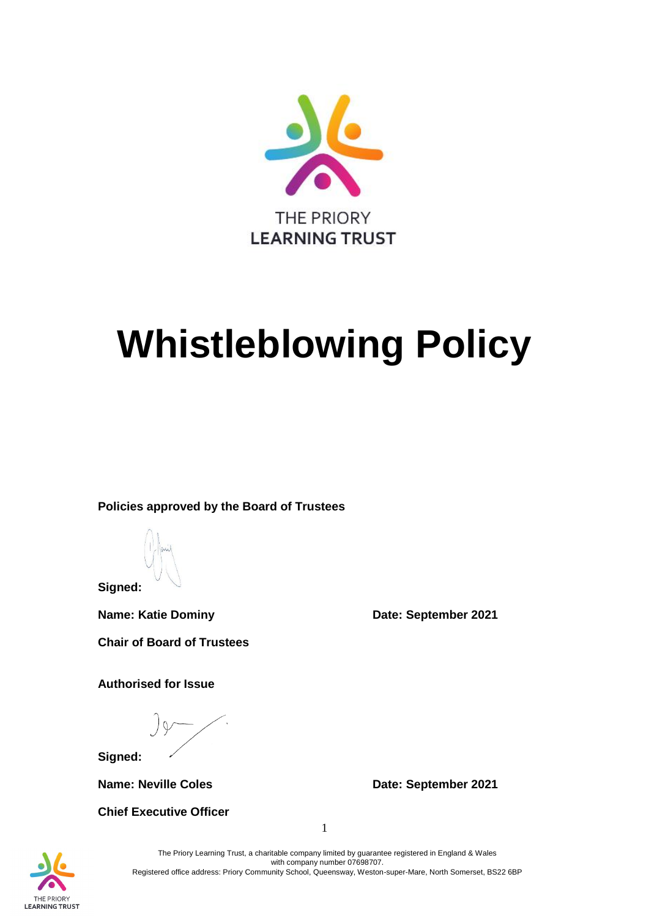THE PRIORY
LEARNING TRUST

# Whistleblowing Policy

**Policies approved by the Board of Trustees**

**Signed:**

**Name: Katie Dominy** **Date: September 2021**

**Chair of Board of Trustees**

**Authorised for Issue**

**Signed:**

**Name: Neville Coles** **Date: September 2021**

**Chief Executive Officer**

The Priory Learning Trust, a charitable company limited by guarantee registered in England & Wales with company number 07698707.
Registered office address: Priory Community School, Queensway, Weston-super-Mare, North Somerset, BS22 6BP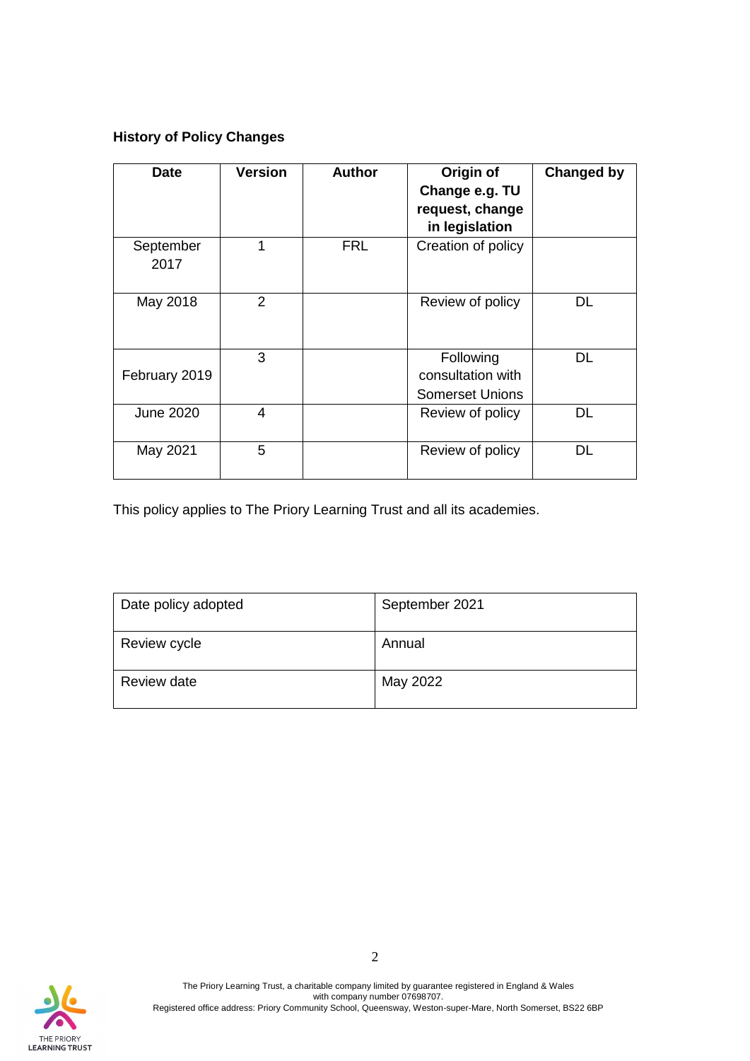**History of Policy Changes**

| Date | Version | Author | Origin of Change e.g. TU request, change in legislation | Changed by |
|---|---|---|---|---|
| September 2017 | 1 | FRL | Creation of policy | |
| May 2018 | 2 | | Review of policy | DL |
| February 2019 | 3 | | Following consultation with Somerset Unions | DL |
| June 2020 | 4 | | Review of policy | DL |
| May 2021 | 5 | | Review of policy | DL |

This policy applies to The Priory Learning Trust and all its academies.

| Date policy adopted | September 2021 |
|---|---|
| Review cycle | Annual |
| Review date | May 2022 |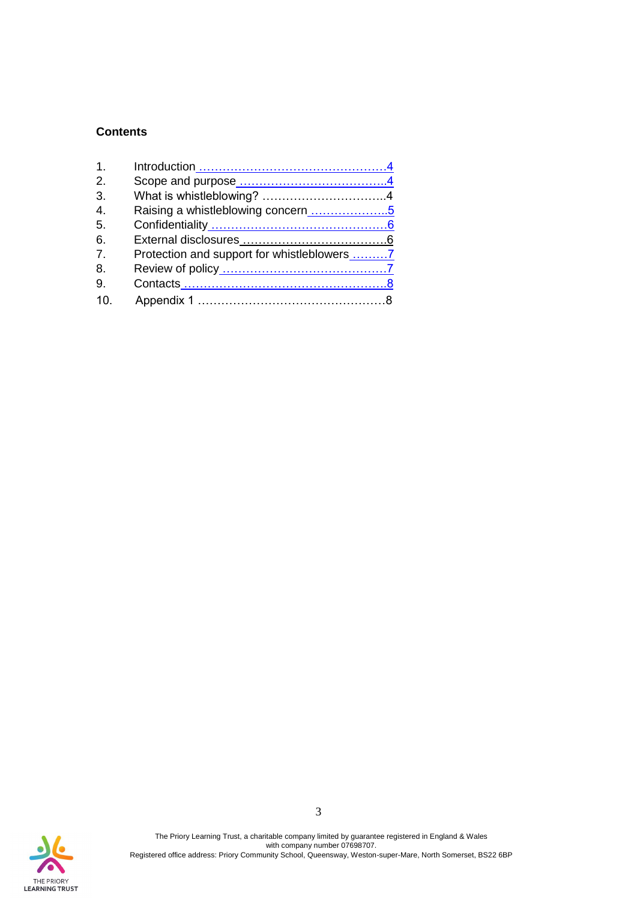**Contents**

1. Introduction ……………………………………………4
2. Scope and purpose …………………………………..4
3. What is whistleblowing? …………………………..4
4. Raising a whistleblowing concern ………………..5
5. Confidentiality ………………………………………..6
6. External disclosures ………………………………..6
7. Protection and support for whistleblowers ………7
8. Review of policy ……………………………………..7
9. Contacts ………………………………………………..8
10. Appendix 1 …………………………………………8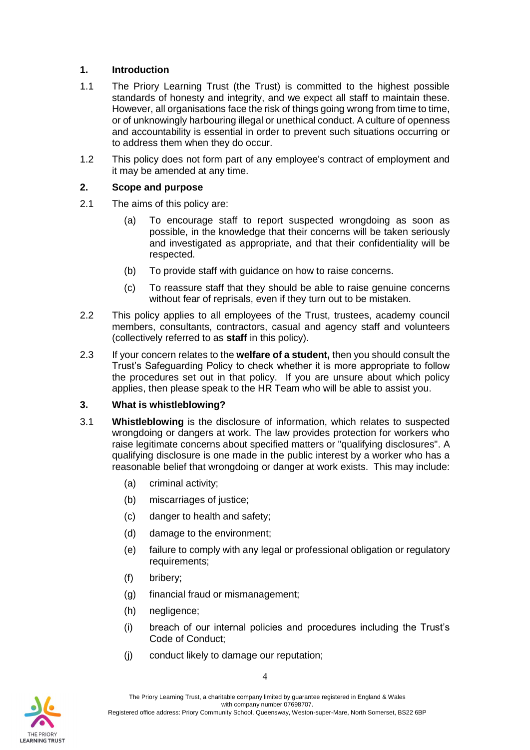## 1. Introduction

1.1 The Priory Learning Trust (the Trust) is committed to the highest possible standards of honesty and integrity, and we expect all staff to maintain these. However, all organisations face the risk of things going wrong from time to time, or of unknowingly harbouring illegal or unethical conduct. A culture of openness and accountability is essential in order to prevent such situations occurring or to address them when they do occur.

1.2 This policy does not form part of any employee's contract of employment and it may be amended at any time.

## 2. Scope and purpose

2.1 The aims of this policy are:

(a) To encourage staff to report suspected wrongdoing as soon as possible, in the knowledge that their concerns will be taken seriously and investigated as appropriate, and that their confidentiality will be respected.

(b) To provide staff with guidance on how to raise concerns.

(c) To reassure staff that they should be able to raise genuine concerns without fear of reprisals, even if they turn out to be mistaken.

2.2 This policy applies to all employees of the Trust, trustees, academy council members, consultants, contractors, casual and agency staff and volunteers (collectively referred to as **staff** in this policy).

2.3 If your concern relates to the **welfare of a student,** then you should consult the Trust's Safeguarding Policy to check whether it is more appropriate to follow the procedures set out in that policy. If you are unsure about which policy applies, then please speak to the HR Team who will be able to assist you.

## 3. What is whistleblowing?

3.1 **Whistleblowing** is the disclosure of information, which relates to suspected wrongdoing or dangers at work. The law provides protection for workers who raise legitimate concerns about specified matters or "qualifying disclosures". A qualifying disclosure is one made in the public interest by a worker who has a reasonable belief that wrongdoing or danger at work exists. This may include:

(a) criminal activity;

(b) miscarriages of justice;

(c) danger to health and safety;

(d) damage to the environment;

(e) failure to comply with any legal or professional obligation or regulatory requirements;

(f) bribery;

(g) financial fraud or mismanagement;

(h) negligence;

(i) breach of our internal policies and procedures including the Trust's Code of Conduct;

(j) conduct likely to damage our reputation;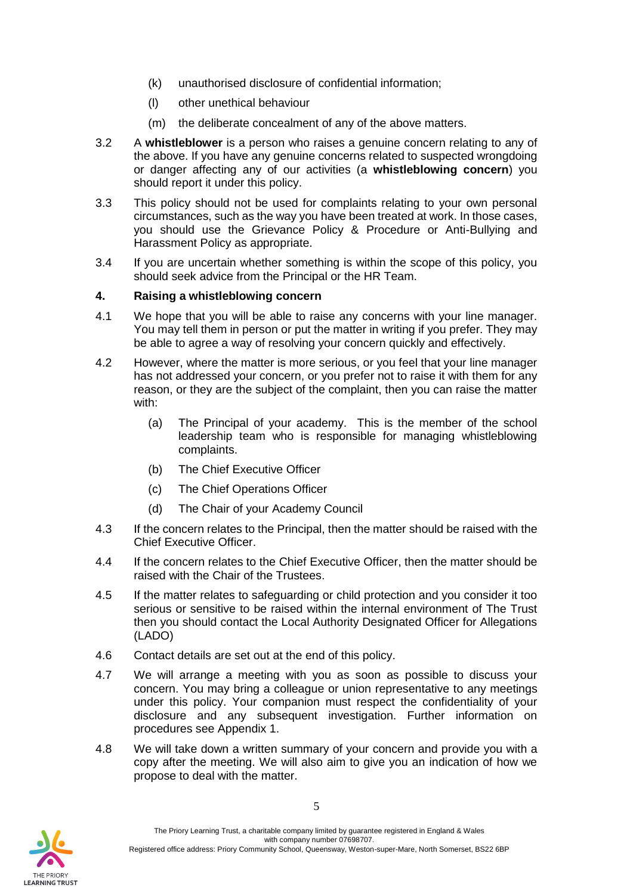(k) unauthorised disclosure of confidential information;

(l) other unethical behaviour

(m) the deliberate concealment of any of the above matters.

3.2 A **whistleblower** is a person who raises a genuine concern relating to any of the above. If you have any genuine concerns related to suspected wrongdoing or danger affecting any of our activities (a **whistleblowing concern**) you should report it under this policy.

3.3 This policy should not be used for complaints relating to your own personal circumstances, such as the way you have been treated at work. In those cases, you should use the Grievance Policy & Procedure or Anti-Bullying and Harassment Policy as appropriate.

3.4 If you are uncertain whether something is within the scope of this policy, you should seek advice from the Principal or the HR Team.

## 4. Raising a whistleblowing concern

4.1 We hope that you will be able to raise any concerns with your line manager. You may tell them in person or put the matter in writing if you prefer. They may be able to agree a way of resolving your concern quickly and effectively.

4.2 However, where the matter is more serious, or you feel that your line manager has not addressed your concern, or you prefer not to raise it with them for any reason, or they are the subject of the complaint, then you can raise the matter with:

(a) The Principal of your academy. This is the member of the school leadership team who is responsible for managing whistleblowing complaints.

(b) The Chief Executive Officer

(c) The Chief Operations Officer

(d) The Chair of your Academy Council

4.3 If the concern relates to the Principal, then the matter should be raised with the Chief Executive Officer.

4.4 If the concern relates to the Chief Executive Officer, then the matter should be raised with the Chair of the Trustees.

4.5 If the matter relates to safeguarding or child protection and you consider it too serious or sensitive to be raised within the internal environment of The Trust then you should contact the Local Authority Designated Officer for Allegations (LADO)

4.6 Contact details are set out at the end of this policy.

4.7 We will arrange a meeting with you as soon as possible to discuss your concern. You may bring a colleague or union representative to any meetings under this policy. Your companion must respect the confidentiality of your disclosure and any subsequent investigation. Further information on procedures see Appendix 1.

4.8 We will take down a written summary of your concern and provide you with a copy after the meeting. We will also aim to give you an indication of how we propose to deal with the matter.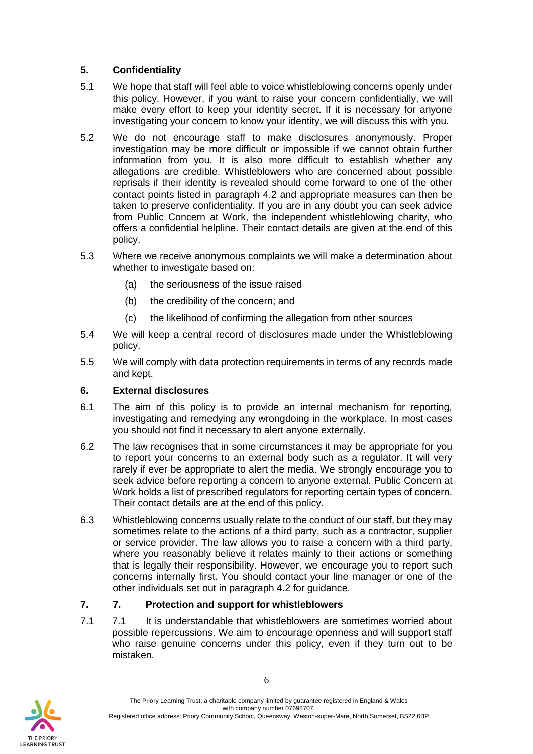## 5. Confidentiality

5.1 We hope that staff will feel able to voice whistleblowing concerns openly under this policy. However, if you want to raise your concern confidentially, we will make every effort to keep your identity secret. If it is necessary for anyone investigating your concern to know your identity, we will discuss this with you.

5.2 We do not encourage staff to make disclosures anonymously. Proper investigation may be more difficult or impossible if we cannot obtain further information from you. It is also more difficult to establish whether any allegations are credible. Whistleblowers who are concerned about possible reprisals if their identity is revealed should come forward to one of the other contact points listed in paragraph 4.2 and appropriate measures can then be taken to preserve confidentiality. If you are in any doubt you can seek advice from Public Concern at Work, the independent whistleblowing charity, who offers a confidential helpline. Their contact details are given at the end of this policy.

5.3 Where we receive anonymous complaints we will make a determination about whether to investigate based on:

(a) the seriousness of the issue raised

(b) the credibility of the concern; and

(c) the likelihood of confirming the allegation from other sources

5.4 We will keep a central record of disclosures made under the Whistleblowing policy.

5.5 We will comply with data protection requirements in terms of any records made and kept.

## 6. External disclosures

6.1 The aim of this policy is to provide an internal mechanism for reporting, investigating and remedying any wrongdoing in the workplace. In most cases you should not find it necessary to alert anyone externally.

6.2 The law recognises that in some circumstances it may be appropriate for you to report your concerns to an external body such as a regulator. It will very rarely if ever be appropriate to alert the media. We strongly encourage you to seek advice before reporting a concern to anyone external. Public Concern at Work holds a list of prescribed regulators for reporting certain types of concern. Their contact details are at the end of this policy.

6.3 Whistleblowing concerns usually relate to the conduct of our staff, but they may sometimes relate to the actions of a third party, such as a contractor, supplier or service provider. The law allows you to raise a concern with a third party, where you reasonably believe it relates mainly to their actions or something that is legally their responsibility. However, we encourage you to report such concerns internally first. You should contact your line manager or one of the other individuals set out in paragraph 4.2 for guidance.

## 7. 7. Protection and support for whistleblowers

7.1 7.1 It is understandable that whistleblowers are sometimes worried about possible repercussions. We aim to encourage openness and will support staff who raise genuine concerns under this policy, even if they turn out to be mistaken.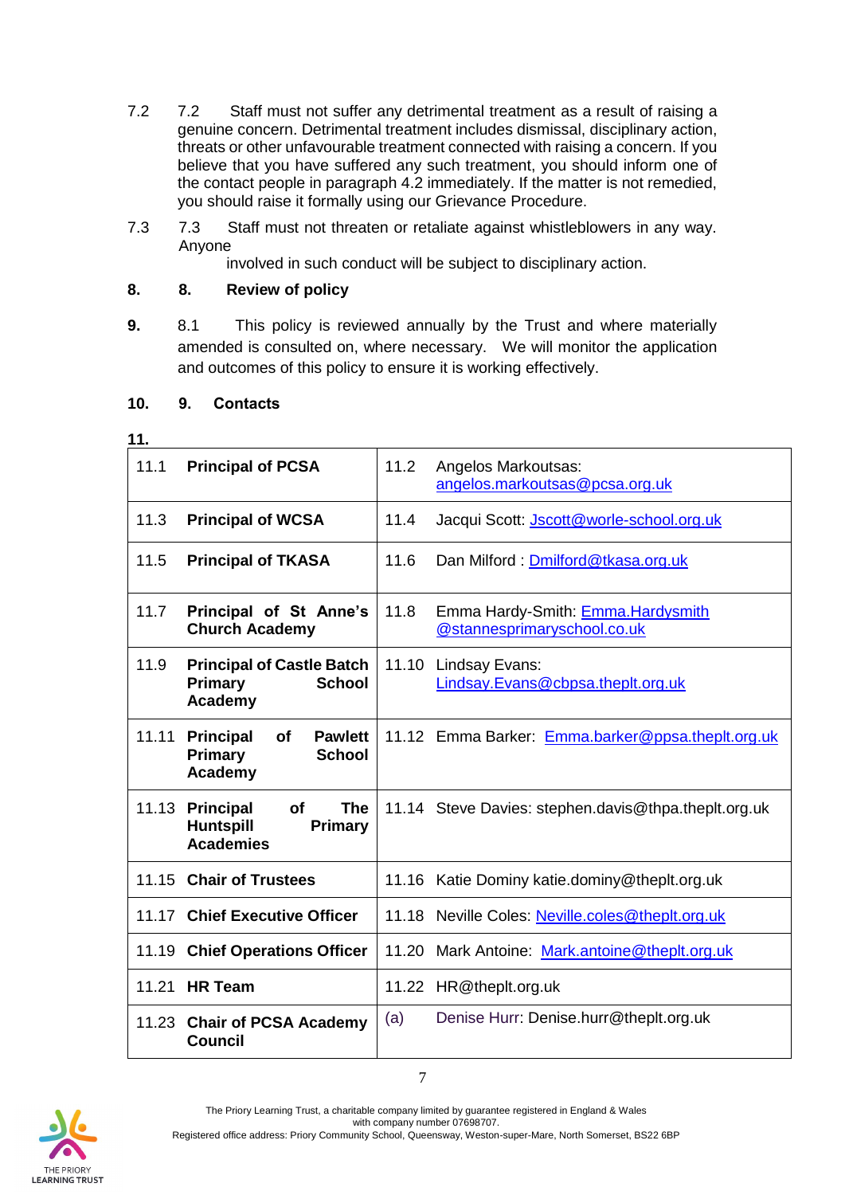7.2 7.2 Staff must not suffer any detrimental treatment as a result of raising a genuine concern. Detrimental treatment includes dismissal, disciplinary action, threats or other unfavourable treatment connected with raising a concern. If you believe that you have suffered any such treatment, you should inform one of the contact people in paragraph 4.2 immediately. If the matter is not remedied, you should raise it formally using our Grievance Procedure.

7.3 7.3 Staff must not threaten or retaliate against whistleblowers in any way. Anyone involved in such conduct will be subject to disciplinary action.

**8. 8. Review of policy**

**9.** 8.1 This policy is reviewed annually by the Trust and where materially amended is consulted on, where necessary. We will monitor the application and outcomes of this policy to ensure it is working effectively.

**10. 9. Contacts**

**11.**

| | |
|---|---|
| 11.1 **Principal of PCSA** | 11.2 Angelos Markoutsas: angelos.markoutsas@pcsa.org.uk |
| 11.3 **Principal of WCSA** | 11.4 Jacqui Scott: Jscott@worle-school.org.uk |
| 11.5 **Principal of TKASA** | 11.6 Dan Milford : Dmilford@tkasa.org.uk |
| 11.7 **Principal of St Anne's Church Academy** | 11.8 Emma Hardy-Smith: Emma.Hardysmith @stannesprimaryschool.co.uk |
| 11.9 **Principal of Castle Batch Primary School Academy** | 11.10 Lindsay Evans: Lindsay.Evans@cbpsa.theplt.org.uk |
| 11.11 **Principal of Pawlett Primary School Academy** | 11.12 Emma Barker: Emma.barker@ppsa.theplt.org.uk |
| 11.13 **Principal of The Huntspill Primary Academies** | 11.14 Steve Davies: stephen.davis@thpa.theplt.org.uk |
| 11.15 **Chair of Trustees** | 11.16 Katie Dominy katie.dominy@theplt.org.uk |
| 11.17 **Chief Executive Officer** | 11.18 Neville Coles: Neville.coles@theplt.org.uk |
| 11.19 **Chief Operations Officer** | 11.20 Mark Antoine: Mark.antoine@theplt.org.uk |
| 11.21 **HR Team** | 11.22 HR@theplt.org.uk |
| 11.23 **Chair of PCSA Academy Council** | (a) Denise Hurr: Denise.hurr@theplt.org.uk |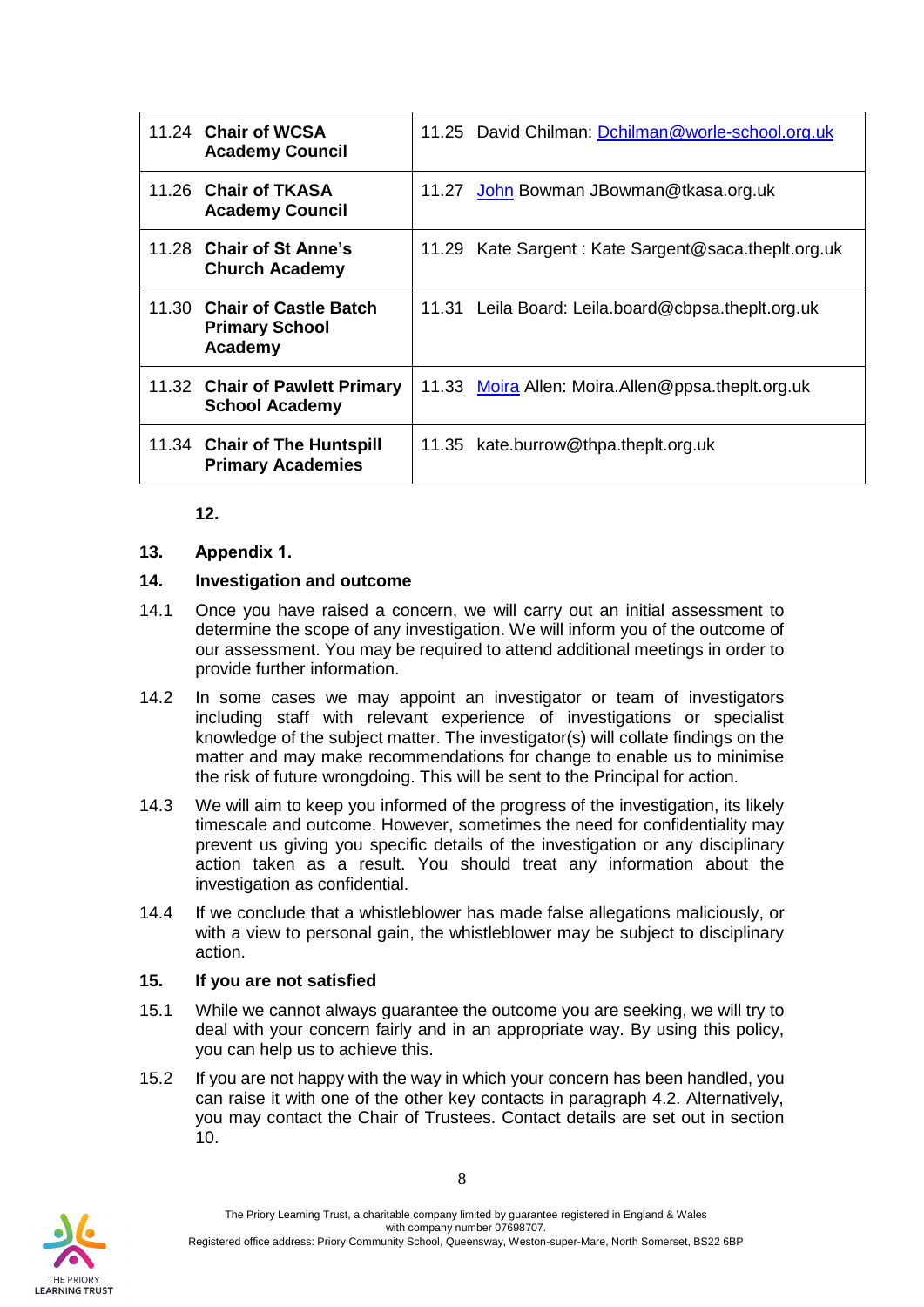| 11.24 **Chair of WCSA Academy Council** | 11.25 David Chilman: Dchilman@worle-school.org.uk |
|---|---|
| 11.26 **Chair of TKASA Academy Council** | 11.27 John Bowman JBowman@tkasa.org.uk |
| 11.28 **Chair of St Anne's Church Academy** | 11.29 Kate Sargent : Kate Sargent@saca.theplt.org.uk |
| 11.30 **Chair of Castle Batch Primary School Academy** | 11.31 Leila Board: Leila.board@cbpsa.theplt.org.uk |
| 11.32 **Chair of Pawlett Primary School Academy** | 11.33 Moira Allen: Moira.Allen@ppsa.theplt.org.uk |
| 11.34 **Chair of The Huntspill Primary Academies** | 11.35 kate.burrow@thpa.theplt.org.uk |

**12.**

**13. Appendix 1.**

**14. Investigation and outcome**

14.1 Once you have raised a concern, we will carry out an initial assessment to determine the scope of any investigation. We will inform you of the outcome of our assessment. You may be required to attend additional meetings in order to provide further information.

14.2 In some cases we may appoint an investigator or team of investigators including staff with relevant experience of investigations or specialist knowledge of the subject matter. The investigator(s) will collate findings on the matter and may make recommendations for change to enable us to minimise the risk of future wrongdoing. This will be sent to the Principal for action.

14.3 We will aim to keep you informed of the progress of the investigation, its likely timescale and outcome. However, sometimes the need for confidentiality may prevent us giving you specific details of the investigation or any disciplinary action taken as a result. You should treat any information about the investigation as confidential.

14.4 If we conclude that a whistleblower has made false allegations maliciously, or with a view to personal gain, the whistleblower may be subject to disciplinary action.

**15. If you are not satisfied**

15.1 While we cannot always guarantee the outcome you are seeking, we will try to deal with your concern fairly and in an appropriate way. By using this policy, you can help us to achieve this.

15.2 If you are not happy with the way in which your concern has been handled, you can raise it with one of the other key contacts in paragraph 4.2. Alternatively, you may contact the Chair of Trustees. Contact details are set out in section 10.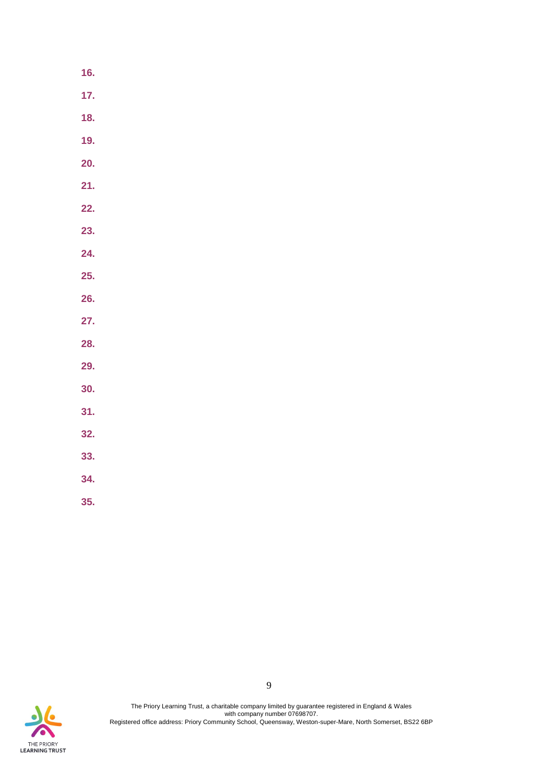**16.**

**17.**

**18.**

**19.**

**20.**

**21.**

**22.**

**23.**

**24.**

**25.**

**26.**

**27.**

**28.**

**29.**

**30.**

**31.**

**32.**

**33.**

**34.**

**35.**